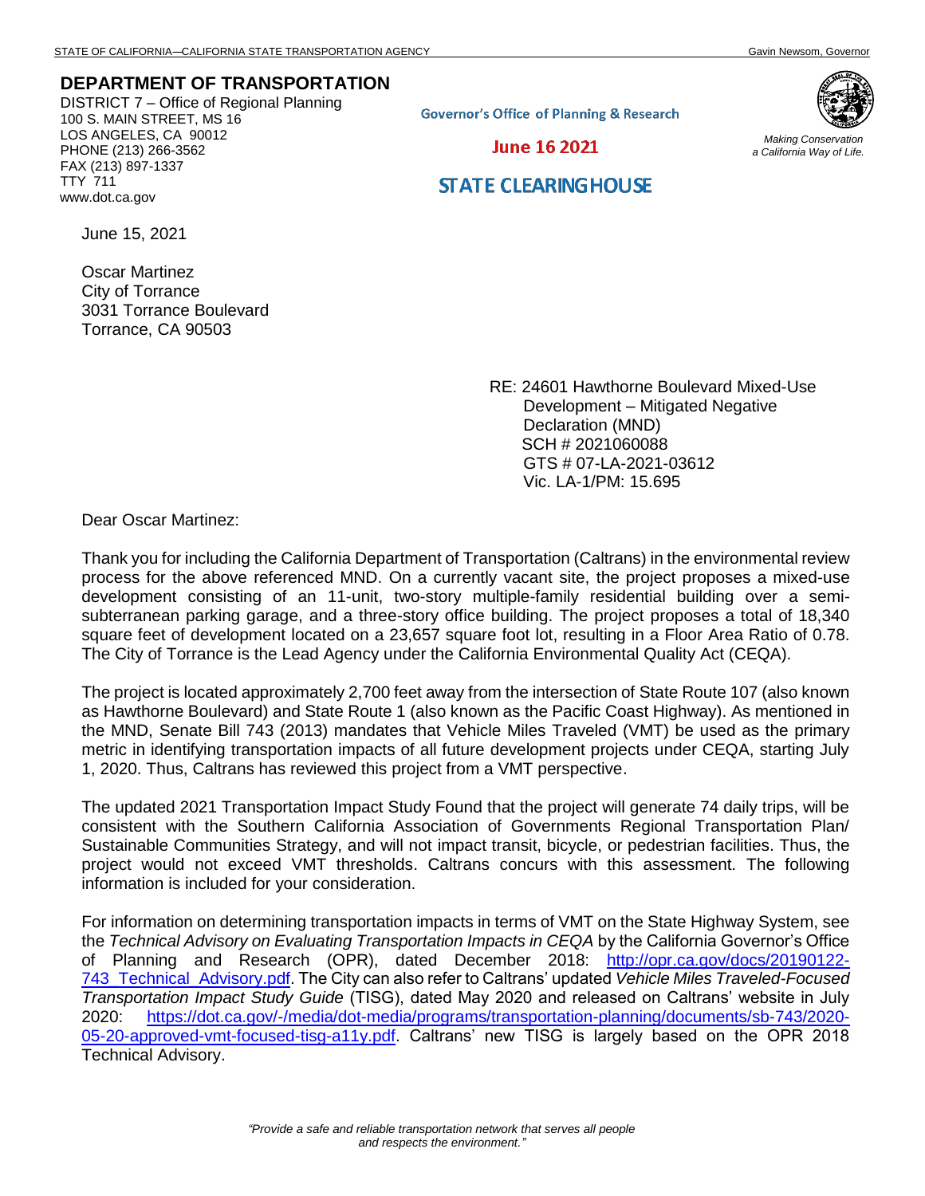STATE OF CALIFORNIA—CALIFORNIA STATE TRANSPORTATION AGENCY Gavin Newsom, Governor

**DEPARTMENT OF TRANSPORTATION**
DISTRICT 7 – Office of Regional Planning
100 S. MAIN STREET, MS 16
LOS ANGELES, CA 90012
PHONE (213) 266-3562
FAX (213) 897-1337
TTY 711
www.dot.ca.gov

Governor's Office of Planning & Research

June 16 2021

STATE CLEARINGHOUSE

*Making Conservation a California Way of Life.*

June 15, 2021

Oscar Martinez
City of Torrance
3031 Torrance Boulevard
Torrance, CA 90503

RE: 24601 Hawthorne Boulevard Mixed-Use Development – Mitigated Negative Declaration (MND)
SCH # 2021060088
GTS # 07-LA-2021-03612
Vic. LA-1/PM: 15.695

Dear Oscar Martinez:

Thank you for including the California Department of Transportation (Caltrans) in the environmental review process for the above referenced MND. On a currently vacant site, the project proposes a mixed-use development consisting of an 11-unit, two-story multiple-family residential building over a semi-subterranean parking garage, and a three-story office building. The project proposes a total of 18,340 square feet of development located on a 23,657 square foot lot, resulting in a Floor Area Ratio of 0.78. The City of Torrance is the Lead Agency under the California Environmental Quality Act (CEQA).

The project is located approximately 2,700 feet away from the intersection of State Route 107 (also known as Hawthorne Boulevard) and State Route 1 (also known as the Pacific Coast Highway). As mentioned in the MND, Senate Bill 743 (2013) mandates that Vehicle Miles Traveled (VMT) be used as the primary metric in identifying transportation impacts of all future development projects under CEQA, starting July 1, 2020. Thus, Caltrans has reviewed this project from a VMT perspective.

The updated 2021 Transportation Impact Study Found that the project will generate 74 daily trips, will be consistent with the Southern California Association of Governments Regional Transportation Plan/ Sustainable Communities Strategy, and will not impact transit, bicycle, or pedestrian facilities. Thus, the project would not exceed VMT thresholds. Caltrans concurs with this assessment. The following information is included for your consideration.

For information on determining transportation impacts in terms of VMT on the State Highway System, see the *Technical Advisory on Evaluating Transportation Impacts in CEQA* by the California Governor's Office of Planning and Research (OPR), dated December 2018: [http://opr.ca.gov/docs/20190122-743_Technical_Advisory.pdf](http://opr.ca.gov/docs/20190122-743_Technical_Advisory.pdf). The City can also refer to Caltrans' updated *Vehicle Miles Traveled-Focused Transportation Impact Study Guide* (TISG), dated May 2020 and released on Caltrans' website in July 2020: [https://dot.ca.gov/-/media/dot-media/programs/transportation-planning/documents/sb-743/2020-05-20-approved-vmt-focused-tisg-a11y.pdf](https://dot.ca.gov/-/media/dot-media/programs/transportation-planning/documents/sb-743/2020-05-20-approved-vmt-focused-tisg-a11y.pdf). Caltrans' new TISG is largely based on the OPR 2018 Technical Advisory.

*"Provide a safe and reliable transportation network that serves all people and respects the environment."*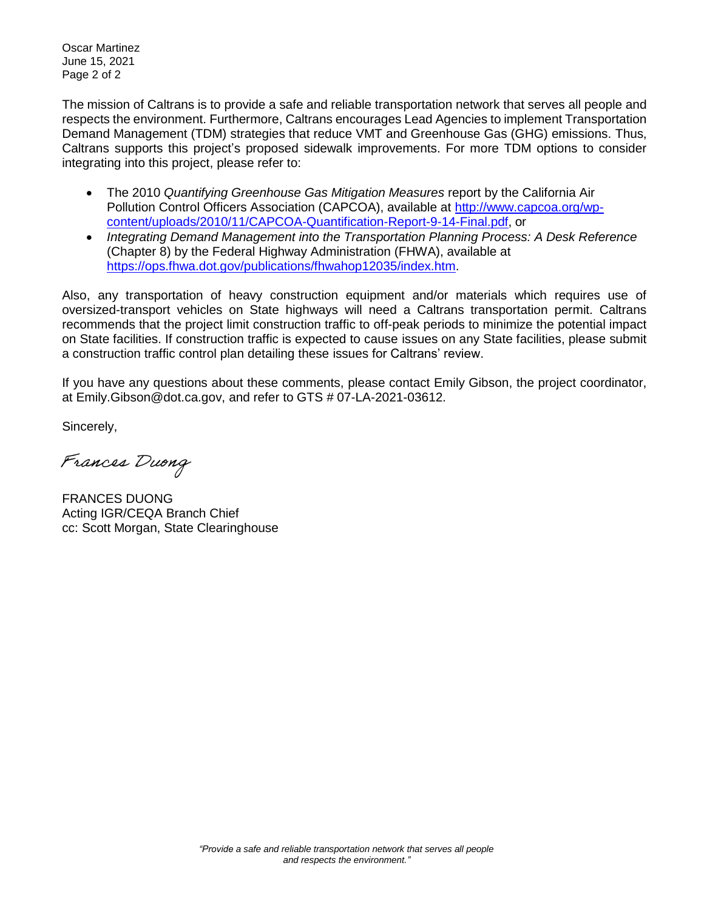The mission of Caltrans is to provide a safe and reliable transportation network that serves all people and respects the environment. Furthermore, Caltrans encourages Lead Agencies to implement Transportation Demand Management (TDM) strategies that reduce VMT and Greenhouse Gas (GHG) emissions. Thus, Caltrans supports this project's proposed sidewalk improvements. For more TDM options to consider integrating into this project, please refer to:

- The 2010 *Quantifying Greenhouse Gas Mitigation Measures* report by the California Air Pollution Control Officers Association (CAPCOA), available at [http://www.capcoa.org/wp-content/uploads/2010/11/CAPCOA-Quantification-Report-9-14-Final.pdf](http://www.capcoa.org/wp-content/uploads/2010/11/CAPCOA-Quantification-Report-9-14-Final.pdf), or
- *Integrating Demand Management into the Transportation Planning Process: A Desk Reference* (Chapter 8) by the Federal Highway Administration (FHWA), available at [https://ops.fhwa.dot.gov/publications/fhwahop12035/index.htm](https://ops.fhwa.dot.gov/publications/fhwahop12035/index.htm).

Also, any transportation of heavy construction equipment and/or materials which requires use of oversized-transport vehicles on State highways will need a Caltrans transportation permit. Caltrans recommends that the project limit construction traffic to off-peak periods to minimize the potential impact on State facilities. If construction traffic is expected to cause issues on any State facilities, please submit a construction traffic control plan detailing these issues for Caltrans' review.

If you have any questions about these comments, please contact Emily Gibson, the project coordinator, at Emily.Gibson@dot.ca.gov, and refer to GTS # 07-LA-2021-03612.

Sincerely,

*Frances Duong*

FRANCES DUONG
Acting IGR/CEQA Branch Chief
cc: Scott Morgan, State Clearinghouse